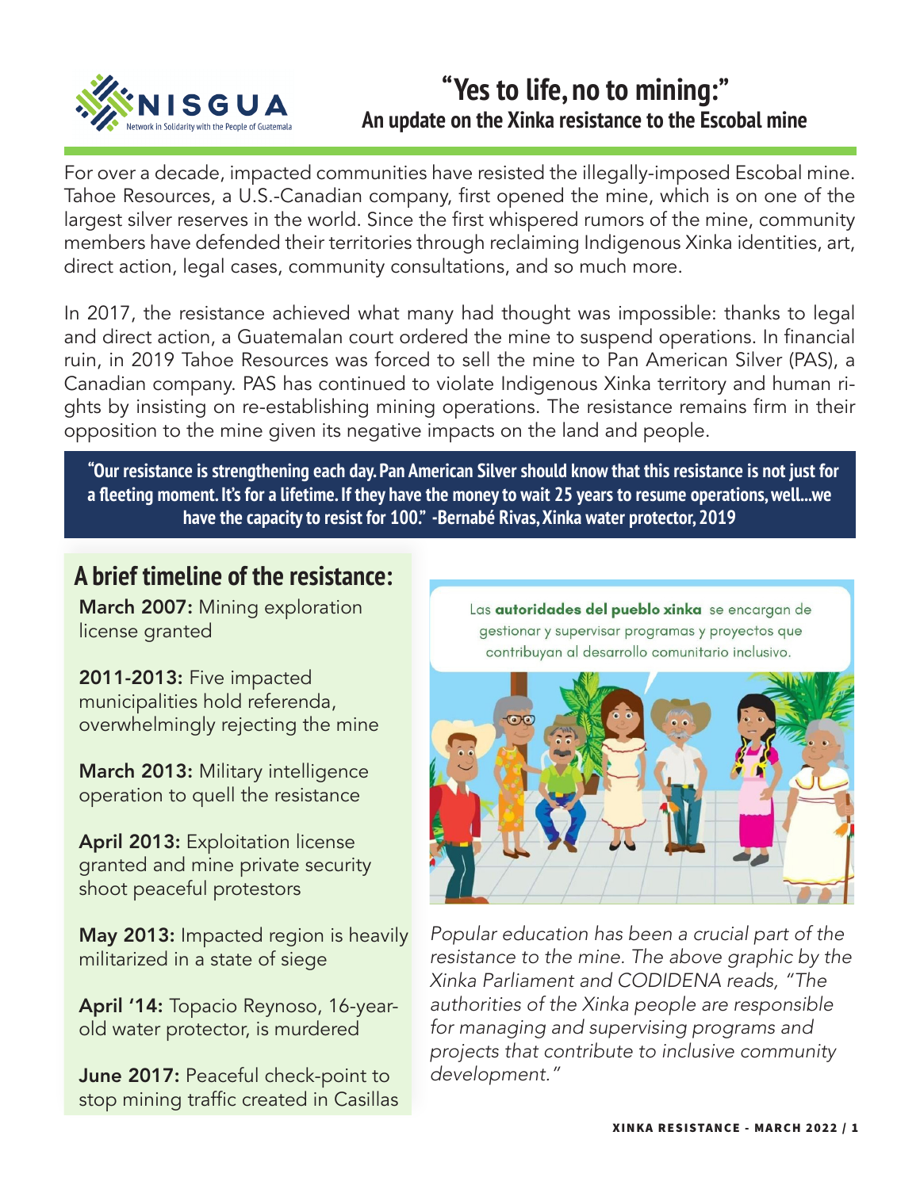NISGUA

Network in Solidarity with the People of Guatemala

# "Yes to life, no to mining:"

## An update on the Xinka resistance to the Escobal mine

For over a decade, impacted communities have resisted the illegally-imposed Escobal mine. Tahoe Resources, a U.S.-Canadian company, first opened the mine, which is on one of the largest silver reserves in the world. Since the first whispered rumors of the mine, community members have defended their territories through reclaiming Indigenous Xinka identities, art, direct action, legal cases, community consultations, and so much more.

In 2017, the resistance achieved what many had thought was impossible: thanks to legal and direct action, a Guatemalan court ordered the mine to suspend operations. In financial ruin, in 2019 Tahoe Resources was forced to sell the mine to Pan American Silver (PAS), a Canadian company. PAS has continued to violate Indigenous Xinka territory and human rights by insisting on re-establishing mining operations. The resistance remains firm in their opposition to the mine given its negative impacts on the land and people.

> **"Our resistance is strengthening each day. Pan American Silver should know that this resistance is not just for a fleeting moment. It's for a lifetime. If they have the money to wait 25 years to resume operations, well...we have the capacity to resist for 100." -Bernabé Rivas, Xinka water protector, 2019**

## A brief timeline of the resistance:

**March 2007:** Mining exploration license granted

**2011-2013:** Five impacted municipalities hold referenda, overwhelmingly rejecting the mine

**March 2013:** Military intelligence operation to quell the resistance

**April 2013:** Exploitation license granted and mine private security shoot peaceful protestors

**May 2013:** Impacted region is heavily militarized in a state of siege

**April '14:** Topacio Reynoso, 16-year-old water protector, is murdered

**June 2017:** Peaceful check-point to stop mining traffic created in Casillas

Las **autoridades del pueblo xinka** se encargan de gestionar y supervisar programas y proyectos que contribuyan al desarrollo comunitario inclusivo.

*Popular education has been a crucial part of the resistance to the mine. The above graphic by the Xinka Parliament and CODIDENA reads, "The authorities of the Xinka people are responsible for managing and supervising programs and projects that contribute to inclusive community development."*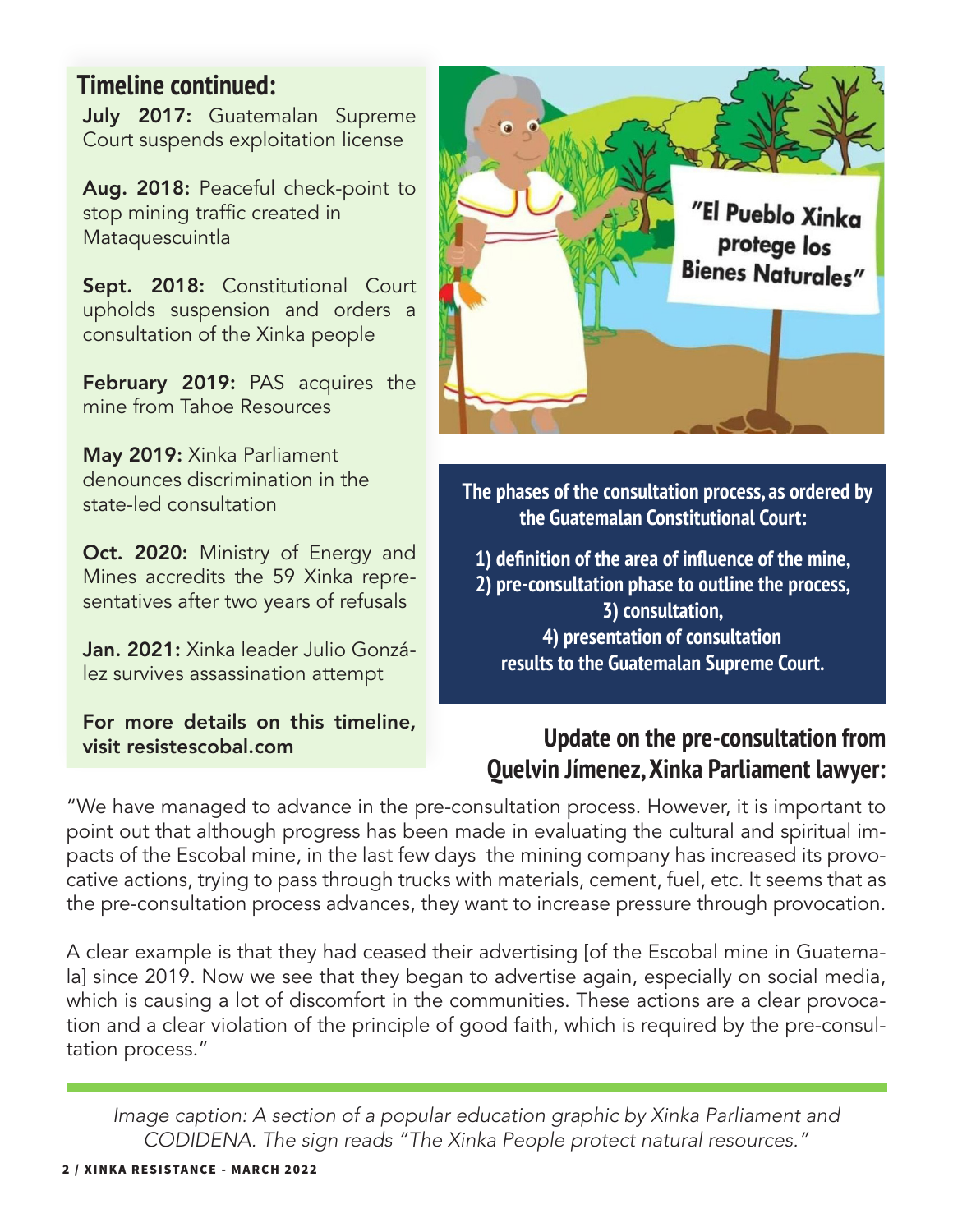## Timeline continued:

**July 2017:** Guatemalan Supreme Court suspends exploitation license

**Aug. 2018:** Peaceful check-point to stop mining traffic created in Mataquescuintla

**Sept. 2018:** Constitutional Court upholds suspension and orders a consultation of the Xinka people

**February 2019:** PAS acquires the mine from Tahoe Resources

**May 2019:** Xinka Parliament denounces discrimination in the state-led consultation

**Oct. 2020:** Ministry of Energy and Mines accredits the 59 Xinka representatives after two years of refusals

**Jan. 2021:** Xinka leader Julio González survives assassination attempt

**For more details on this timeline, visit resistescobal.com**

**The phases of the consultation process, as ordered by the Guatemalan Constitutional Court:**

**1) definition of the area of influence of the mine,**
**2) pre-consultation phase to outline the process,**
**3) consultation,**
**4) presentation of consultation results to the Guatemalan Supreme Court.**

## Update on the pre-consultation from Quelvin Jímenez, Xinka Parliament lawyer:

"We have managed to advance in the pre-consultation process. However, it is important to point out that although progress has been made in evaluating the cultural and spiritual impacts of the Escobal mine, in the last few days the mining company has increased its provocative actions, trying to pass through trucks with materials, cement, fuel, etc. It seems that as the pre-consultation process advances, they want to increase pressure through provocation.

A clear example is that they had ceased their advertising [of the Escobal mine in Guatemala] since 2019. Now we see that they began to advertise again, especially on social media, which is causing a lot of discomfort in the communities. These actions are a clear provocation and a clear violation of the principle of good faith, which is required by the pre-consultation process."

*Image caption: A section of a popular education graphic by Xinka Parliament and CODIDENA. The sign reads "The Xinka People protect natural resources."*